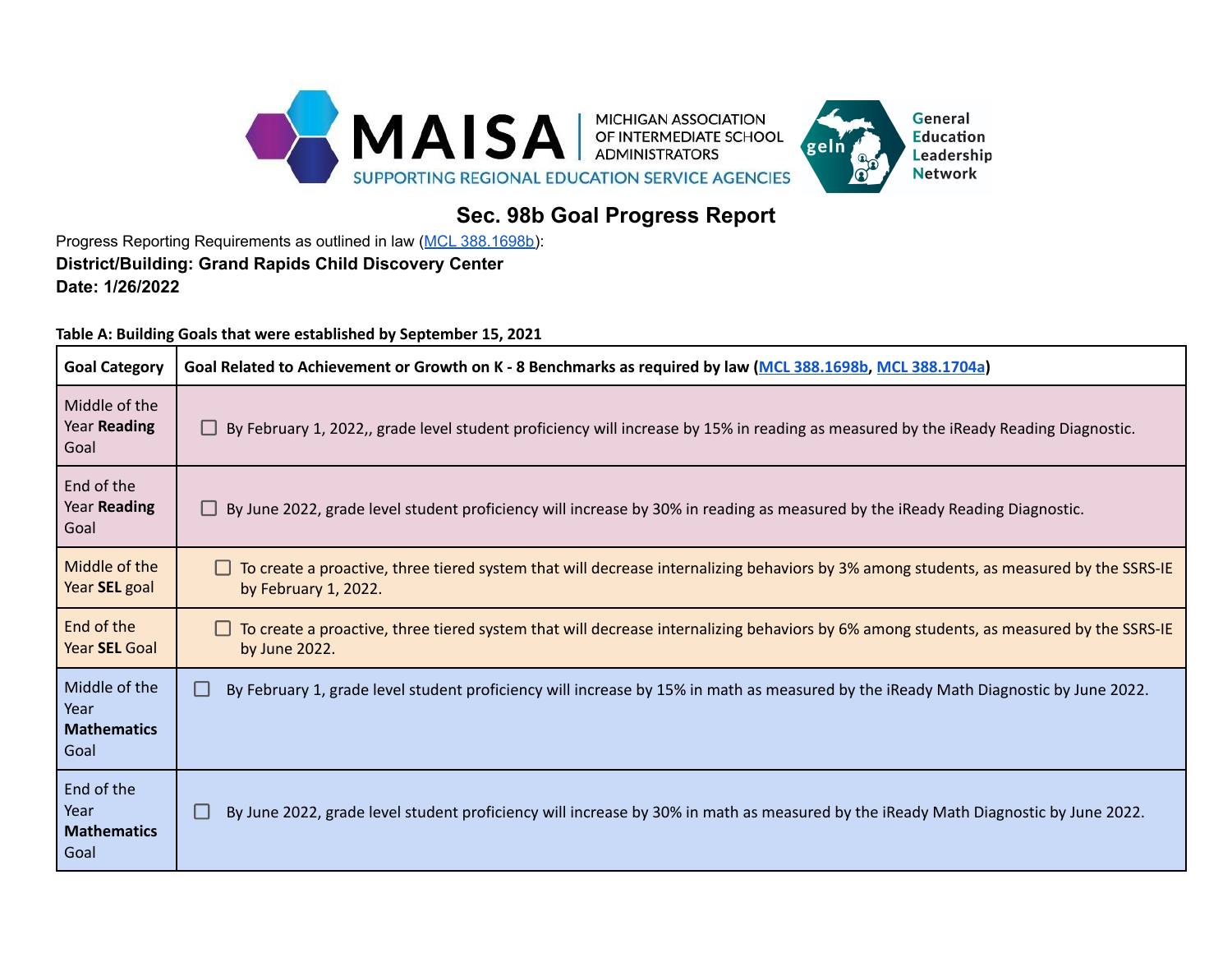MAISA MICHIGAN ASSOCIATION OF INTERMEDIATE SCHOOL ADMINISTRATORS SUPPORTING REGIONAL EDUCATION SERVICE AGENCIES

geln General Education Leadership Network

# Sec. 98b Goal Progress Report

Progress Reporting Requirements as outlined in law ([MCL 388.1698b](MCL 388.1698b)):

**District/Building: Grand Rapids Child Discovery Center**

**Date: 1/26/2022**

**Table A: Building Goals that were established by September 15, 2021**

| **Goal Category** | **Goal Related to Achievement or Growth on K - 8 Benchmarks as required by law (MCL 388.1698b, MCL 388.1704a)** |
|---|---|
| Middle of the Year **Reading** Goal | ☐ By February 1, 2022,, grade level student proficiency will increase by 15% in reading as measured by the iReady Reading Diagnostic. |
| End of the Year **Reading** Goal | ☐ By June 2022, grade level student proficiency will increase by 30% in reading as measured by the iReady Reading Diagnostic. |
| Middle of the Year **SEL** goal | ☐ To create a proactive, three tiered system that will decrease internalizing behaviors by 3% among students, as measured by the SSRS-IE by February 1, 2022. |
| End of the Year **SEL** Goal | ☐ To create a proactive, three tiered system that will decrease internalizing behaviors by 6% among students, as measured by the SSRS-IE by June 2022. |
| Middle of the Year **Mathematics** Goal | ☐ By February 1, grade level student proficiency will increase by 15% in math as measured by the iReady Math Diagnostic by June 2022. |
| End of the Year **Mathematics** Goal | ☐ By June 2022, grade level student proficiency will increase by 30% in math as measured by the iReady Math Diagnostic by June 2022. |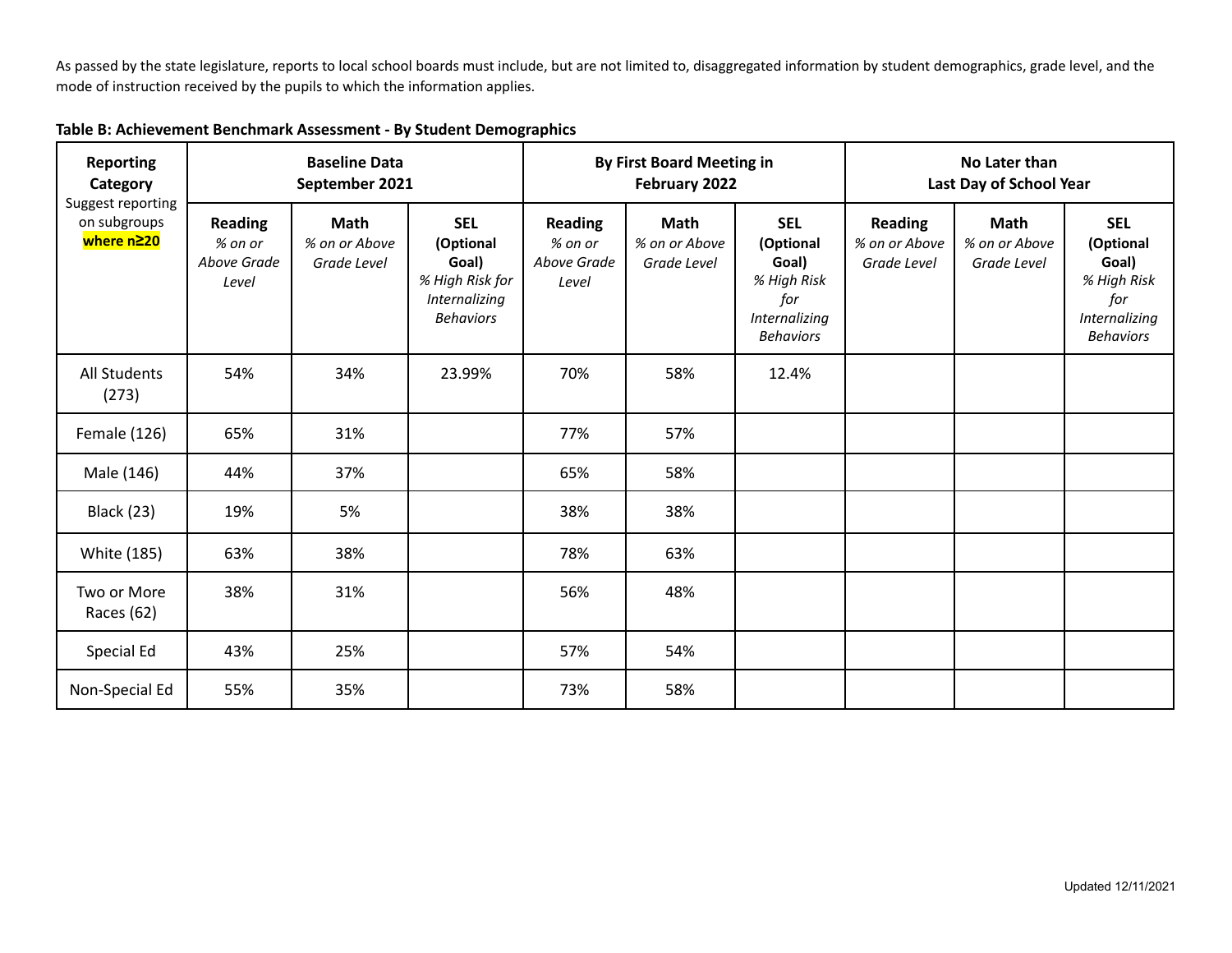As passed by the state legislature, reports to local school boards must include, but are not limited to, disaggregated information by student demographics, grade level, and the mode of instruction received by the pupils to which the information applies.

**Table B: Achievement Benchmark Assessment - By Student Demographics**

| **Reporting Category** Suggest reporting on subgroups **where n≥20** | **Baseline Data September 2021** | | | **By First Board Meeting in February 2022** | | | **No Later than Last Day of School Year** | | |
|---|---|---|---|---|---|---|---|---|---|
| | **Reading** *% on or Above Grade Level* | **Math** *% on or Above Grade Level* | **SEL (Optional Goal)** *% High Risk for Internalizing Behaviors* | **Reading** *% on or Above Grade Level* | **Math** *% on or Above Grade Level* | **SEL (Optional Goal)** *% High Risk for Internalizing Behaviors* | **Reading** *% on or Above Grade Level* | **Math** *% on or Above Grade Level* | **SEL (Optional Goal)** *% High Risk for Internalizing Behaviors* |
| All Students (273) | 54% | 34% | 23.99% | 70% | 58% | 12.4% | | | |
| Female (126) | 65% | 31% | | 77% | 57% | | | | |
| Male (146) | 44% | 37% | | 65% | 58% | | | | |
| Black (23) | 19% | 5% | | 38% | 38% | | | | |
| White (185) | 63% | 38% | | 78% | 63% | | | | |
| Two or More Races (62) | 38% | 31% | | 56% | 48% | | | | |
| Special Ed | 43% | 25% | | 57% | 54% | | | | |
| Non-Special Ed | 55% | 35% | | 73% | 58% | | | | |

Updated 12/11/2021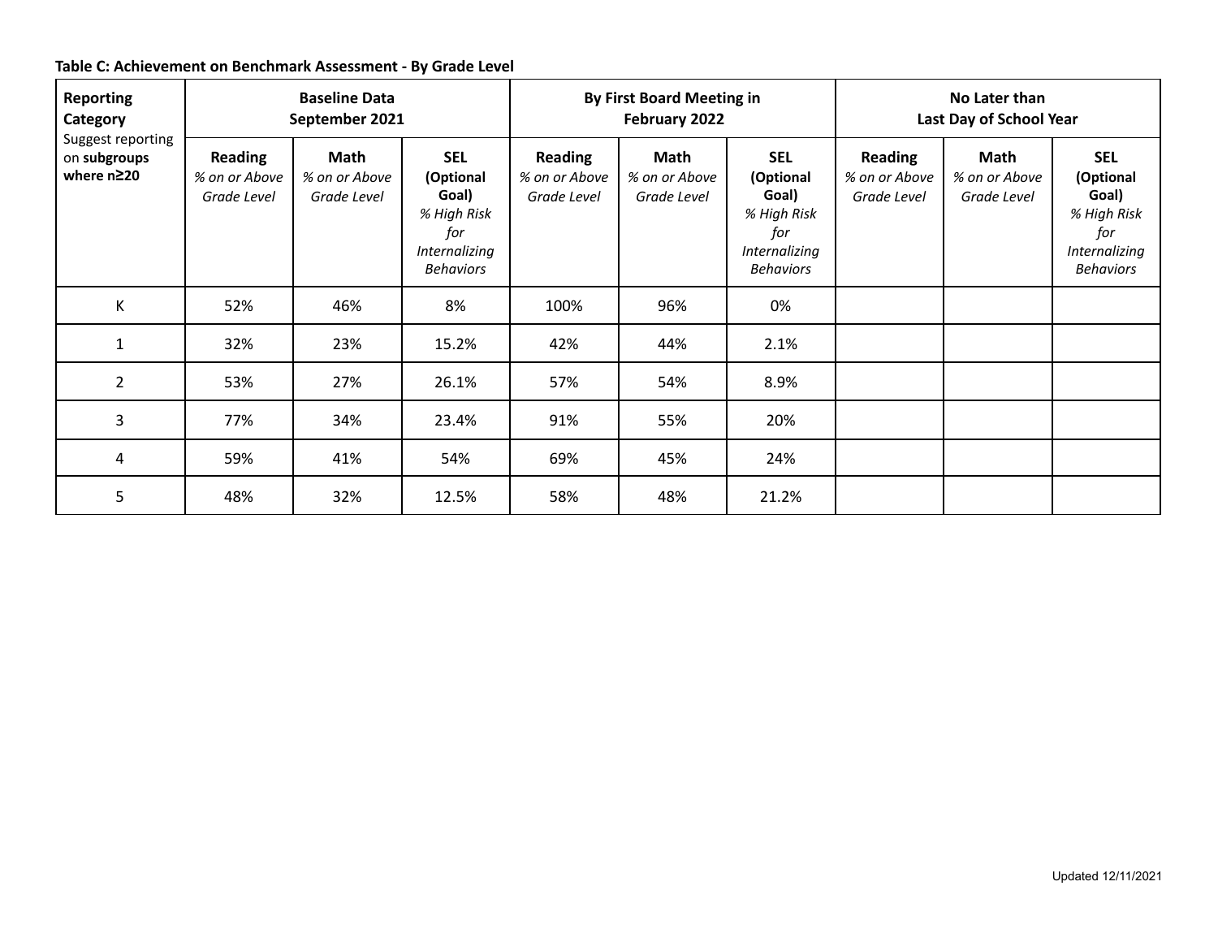**Table C: Achievement on Benchmark Assessment - By Grade Level**

| **Reporting Category** Suggest reporting on **subgroups where n≥20** | **Baseline Data September 2021** | | | **By First Board Meeting in February 2022** | | | **No Later than Last Day of School Year** | | |
|---|---|---|---|---|---|---|---|---|---|
| | **Reading** *% on or Above Grade Level* | **Math** *% on or Above Grade Level* | **SEL (Optional Goal)** *% High Risk for Internalizing Behaviors* | **Reading** *% on or Above Grade Level* | **Math** *% on or Above Grade Level* | **SEL (Optional Goal)** *% High Risk for Internalizing Behaviors* | **Reading** *% on or Above Grade Level* | **Math** *% on or Above Grade Level* | **SEL (Optional Goal)** *% High Risk for Internalizing Behaviors* |
| K | 52% | 46% | 8% | 100% | 96% | 0% | | | |
| 1 | 32% | 23% | 15.2% | 42% | 44% | 2.1% | | | |
| 2 | 53% | 27% | 26.1% | 57% | 54% | 8.9% | | | |
| 3 | 77% | 34% | 23.4% | 91% | 55% | 20% | | | |
| 4 | 59% | 41% | 54% | 69% | 45% | 24% | | | |
| 5 | 48% | 32% | 12.5% | 58% | 48% | 21.2% | | | |

Updated 12/11/2021